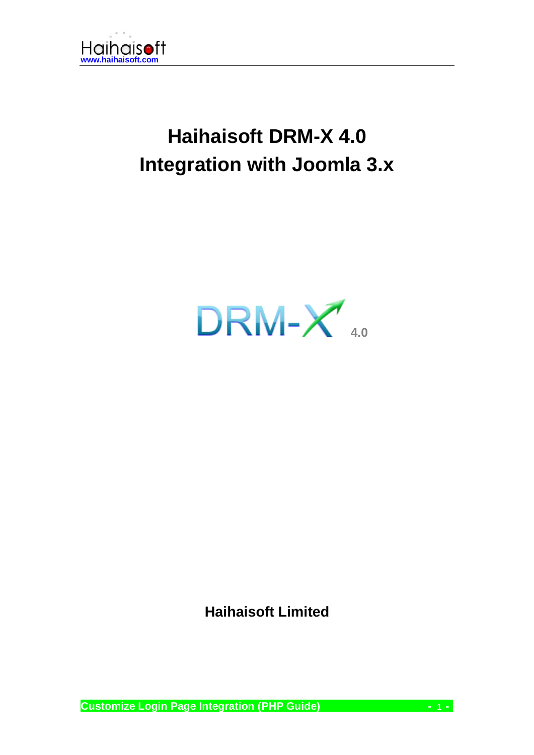# Haihaisoft DRM-X 4.0
# Integration with Joomla 3.x

DRM-X 4.0

**Haihaisoft Limited**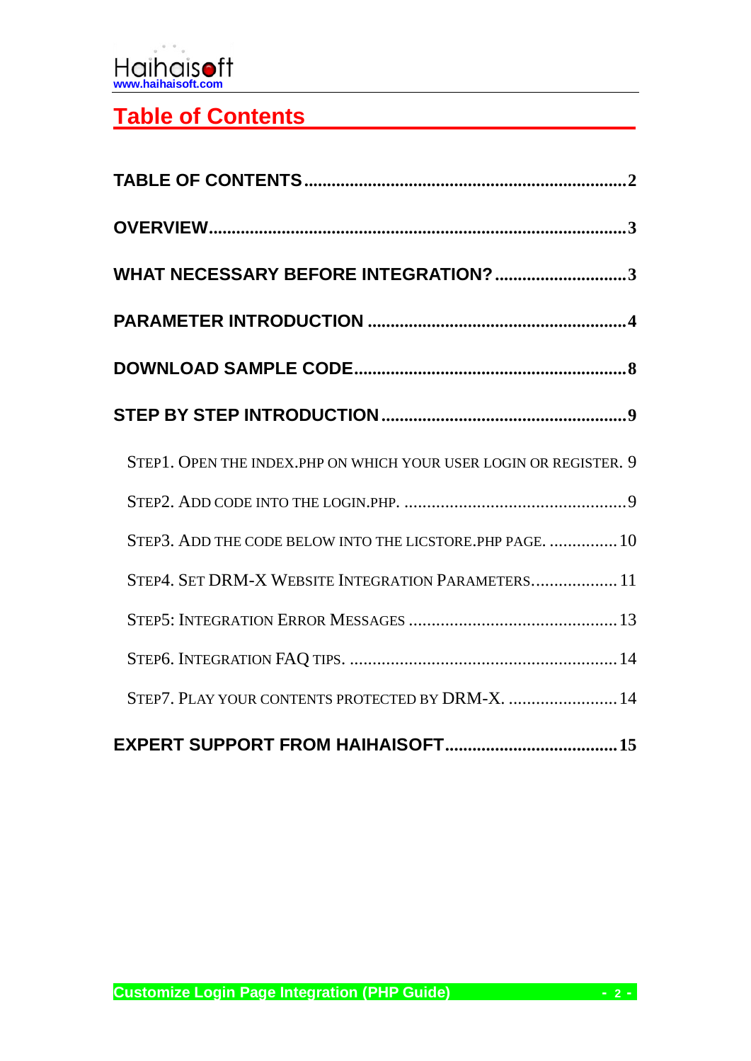# Table of Contents

**TABLE OF CONTENTS** .......... 2

**OVERVIEW** .......... 3

**WHAT NECESSARY BEFORE INTEGRATION?** .......... 3

**PARAMETER INTRODUCTION** .......... 4

**DOWNLOAD SAMPLE CODE** .......... 8

**STEP BY STEP INTRODUCTION** .......... 9

- STEP1. OPEN THE INDEX.PHP ON WHICH YOUR USER LOGIN OR REGISTER. 9
- STEP2. ADD CODE INTO THE LOGIN.PHP. .......... 9
- STEP3. ADD THE CODE BELOW INTO THE LICSTORE.PHP PAGE. .......... 10
- STEP4. SET DRM-X WEBSITE INTEGRATION PARAMETERS .......... 11
- STEP5: INTEGRATION ERROR MESSAGES .......... 13
- STEP6. INTEGRATION FAQ TIPS. .......... 14
- STEP7. PLAY YOUR CONTENTS PROTECTED BY DRM-X. .......... 14

**EXPERT SUPPORT FROM HAIHAISOFT** .......... 15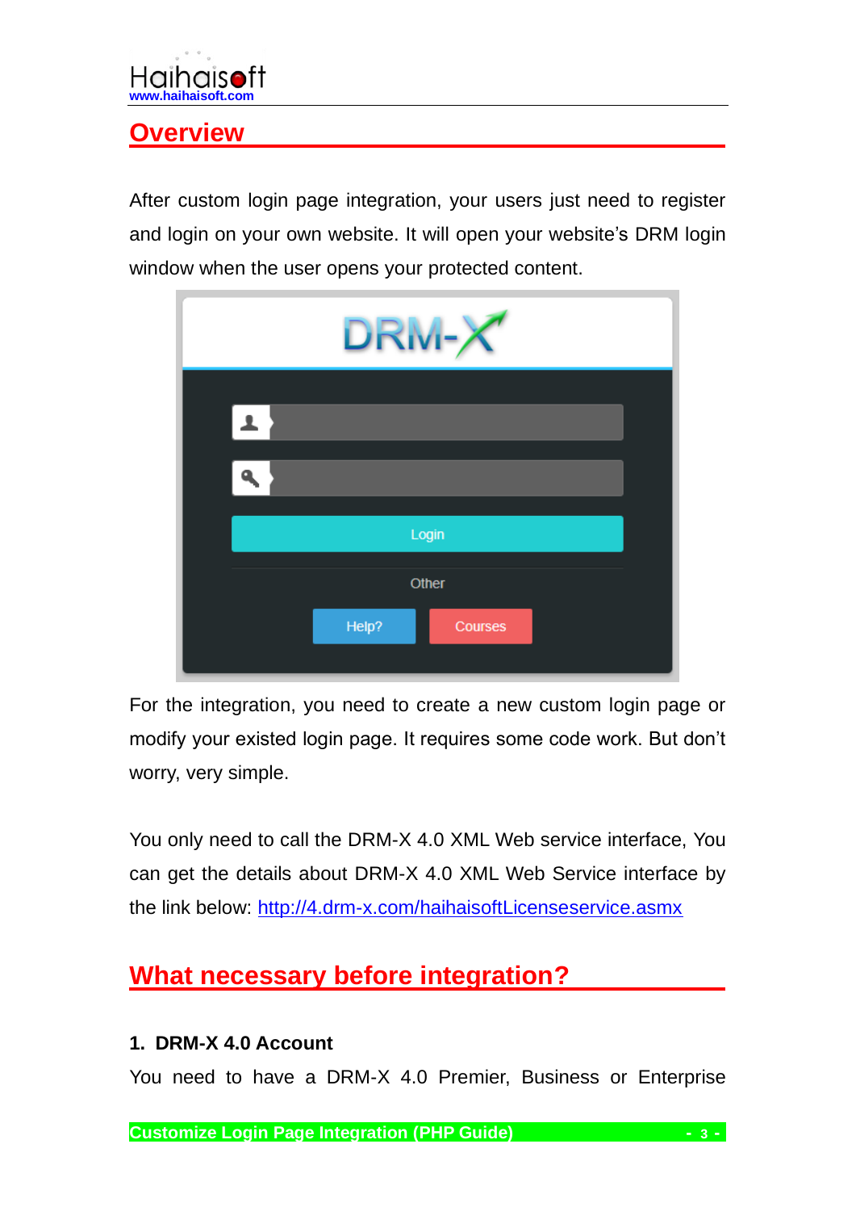## Overview

After custom login page integration, your users just need to register and login on your own website. It will open your website's DRM login window when the user opens your protected content.

For the integration, you need to create a new custom login page or modify your existed login page. It requires some code work. But don't worry, very simple.

You only need to call the DRM-X 4.0 XML Web service interface, You can get the details about DRM-X 4.0 XML Web Service interface by the link below: http://4.drm-x.com/haihaisoftLicenseservice.asmx

## What necessary before integration?

**1. DRM-X 4.0 Account**

You need to have a DRM-X 4.0 Premier, Business or Enterprise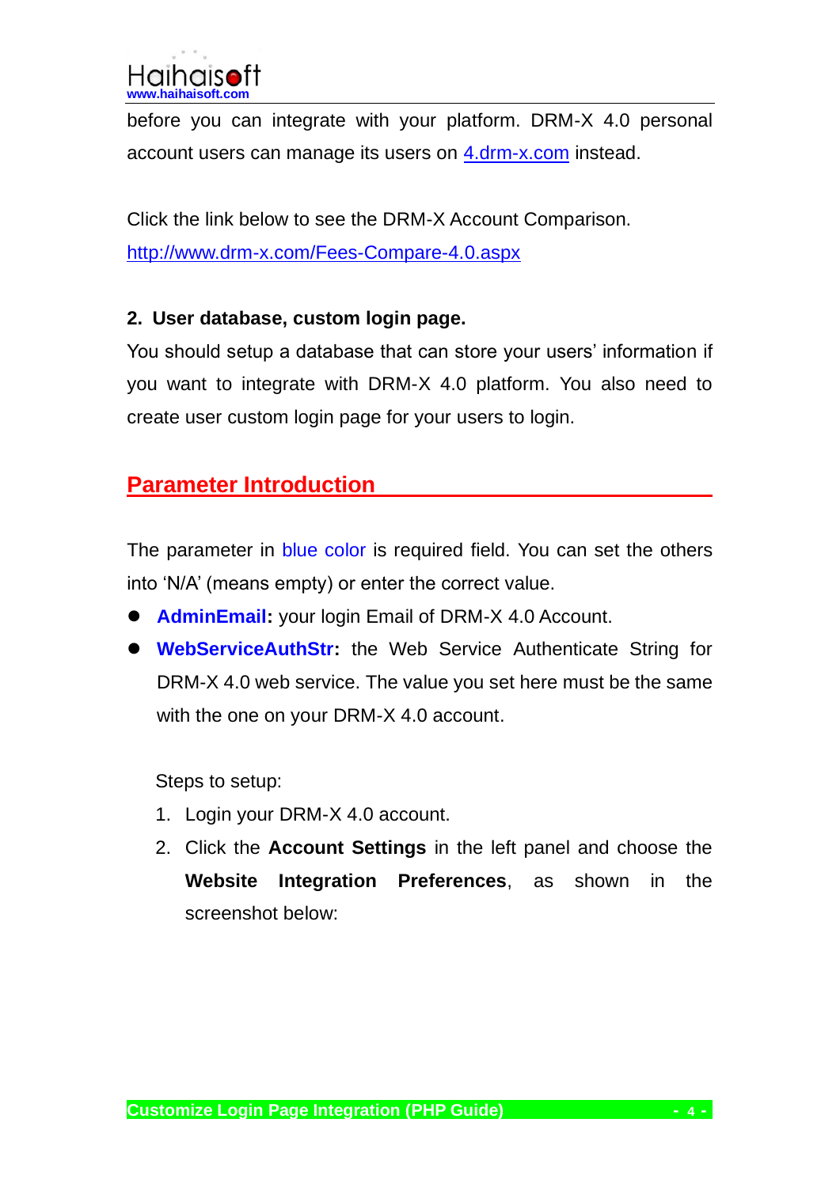before you can integrate with your platform. DRM-X 4.0 personal account users can manage its users on [4.drm-x.com](4.drm-x.com) instead.

Click the link below to see the DRM-X Account Comparison.
[http://www.drm-x.com/Fees-Compare-4.0.aspx](http://www.drm-x.com/Fees-Compare-4.0.aspx)

**2. User database, custom login page.**

You should setup a database that can store your users' information if you want to integrate with DRM-X 4.0 platform. You also need to create user custom login page for your users to login.

## Parameter Introduction

The parameter in blue color is required field. You can set the others into 'N/A' (means empty) or enter the correct value.

- **AdminEmail:** your login Email of DRM-X 4.0 Account.
- **WebServiceAuthStr:** the Web Service Authenticate String for DRM-X 4.0 web service. The value you set here must be the same with the one on your DRM-X 4.0 account.

  Steps to setup:

  1. Login your DRM-X 4.0 account.
  2. Click the **Account Settings** in the left panel and choose the **Website Integration Preferences**, as shown in the screenshot below: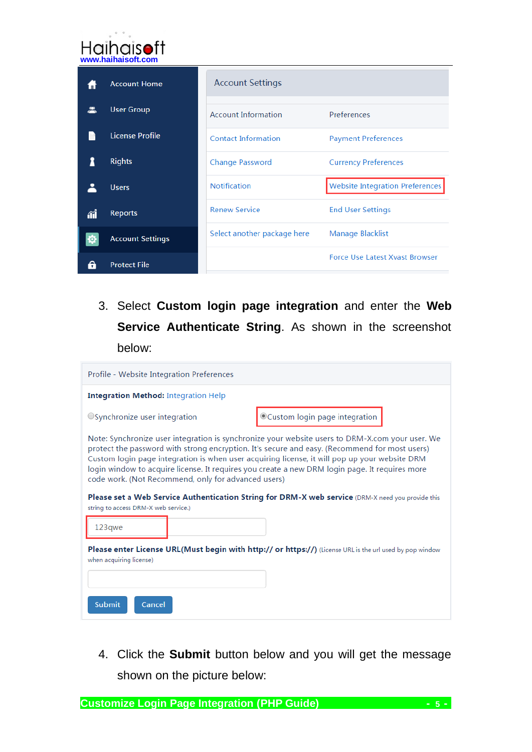| Account Settings | |
|---|---|
| Account Information | Preferences |
| Contact Information | Payment Preferences |
| Change Password | Currency Preferences |
| Notification | Website Integration Preferences |
| Renew Service | End User Settings |
| Select another package here | Manage Blacklist |
| | Force Use Latest Xvast Browser |

3. Select **Custom login page integration** and enter the **Web Service Authenticate String**. As shown in the screenshot below:

Profile - Website Integration Preferences

**Integration Method:** Integration Help

○ Synchronize user integration ◉ Custom login page integration

Note: Synchronize user integration is synchronize your website users to DRM-X.com your user. We protect the password with strong encryption. It's secure and easy. (Recommend for most users) Custom login page integration is when user acquiring license, it will pop up your website DRM login window to acquire license. It requires you create a new DRM login page. It requires more code work. (Not Recommend, only for advanced users)

**Please set a Web Service Authentication String for DRM-X web service** (DRM-X need you provide this string to access DRM-X web service.)

123qwe

**Please enter License URL(Must begin with http:// or https://)** (License URL is the url used by pop window when acquiring license)

Submit Cancel

4. Click the **Submit** button below and you will get the message shown on the picture below: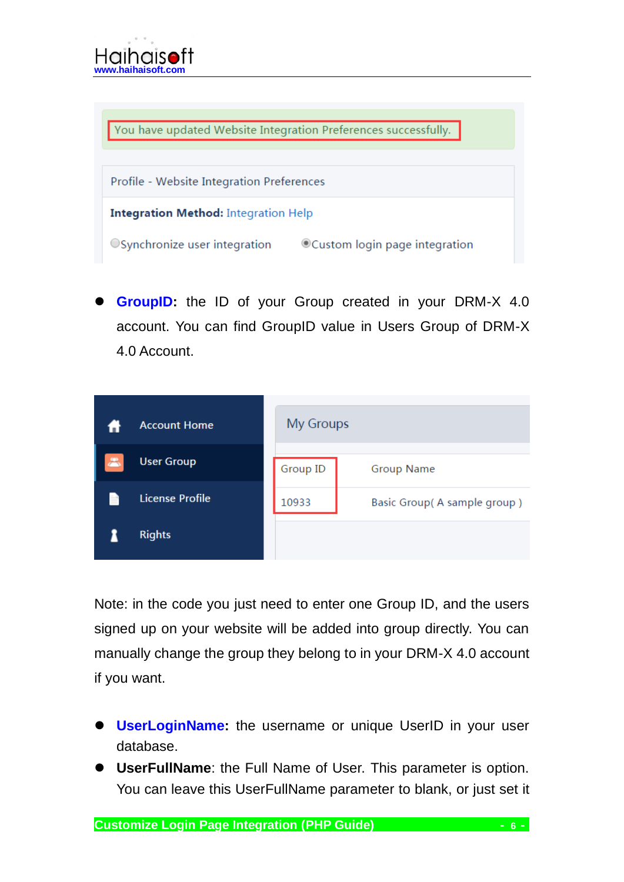You have updated Website Integration Preferences successfully.

Profile - Website Integration Preferences

**Integration Method:** Integration Help

Synchronize user integration    Custom login page integration

- **GroupID:** the ID of your Group created in your DRM-X 4.0 account. You can find GroupID value in Users Group of DRM-X 4.0 Account.

Account Home

User Group

License Profile

Rights

My Groups

| Group ID | Group Name |
|---|---|
| 10933 | Basic Group( A sample group ) |

Note: in the code you just need to enter one Group ID, and the users signed up on your website will be added into group directly. You can manually change the group they belong to in your DRM-X 4.0 account if you want.

- **UserLoginName:** the username or unique UserID in your user database.
- **UserFullName**: the Full Name of User. This parameter is option. You can leave this UserFullName parameter to blank, or just set it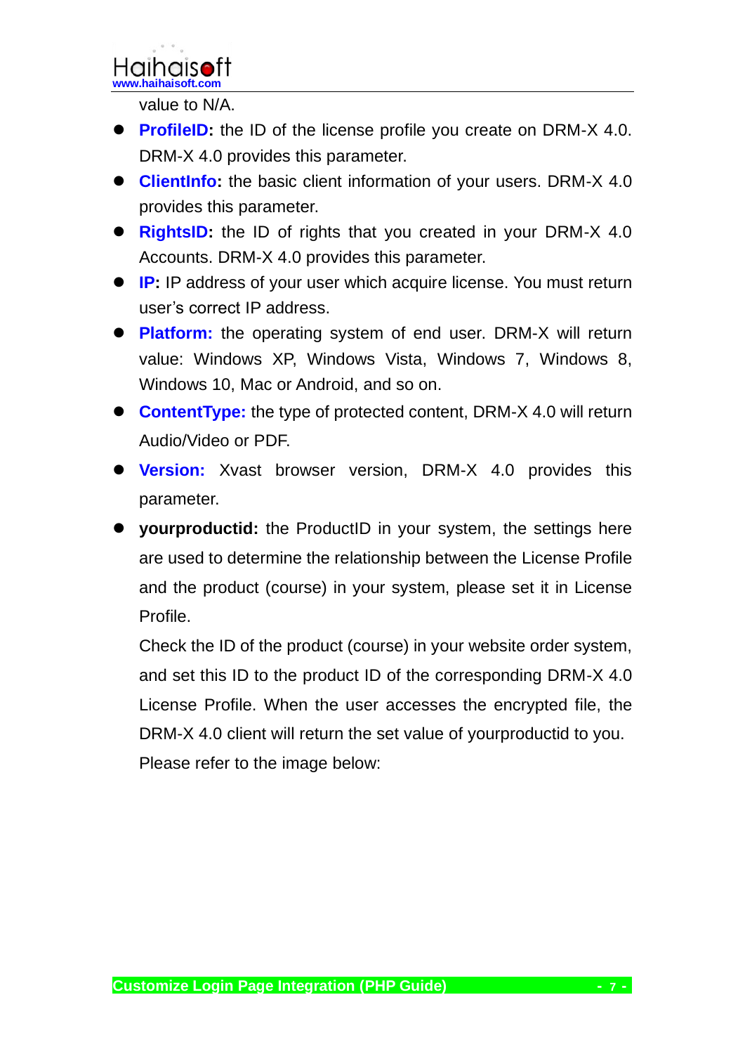value to N/A.

- **ProfileID:** the ID of the license profile you create on DRM-X 4.0. DRM-X 4.0 provides this parameter.
- **ClientInfo:** the basic client information of your users. DRM-X 4.0 provides this parameter.
- **RightsID:** the ID of rights that you created in your DRM-X 4.0 Accounts. DRM-X 4.0 provides this parameter.
- **IP:** IP address of your user which acquire license. You must return user's correct IP address.
- **Platform:** the operating system of end user. DRM-X will return value: Windows XP, Windows Vista, Windows 7, Windows 8, Windows 10, Mac or Android, and so on.
- **ContentType:** the type of protected content, DRM-X 4.0 will return Audio/Video or PDF.
- **Version:** Xvast browser version, DRM-X 4.0 provides this parameter.
- **yourproductid:** the ProductID in your system, the settings here are used to determine the relationship between the License Profile and the product (course) in your system, please set it in License Profile.

  Check the ID of the product (course) in your website order system, and set this ID to the product ID of the corresponding DRM-X 4.0 License Profile. When the user accesses the encrypted file, the DRM-X 4.0 client will return the set value of yourproductid to you.

  Please refer to the image below: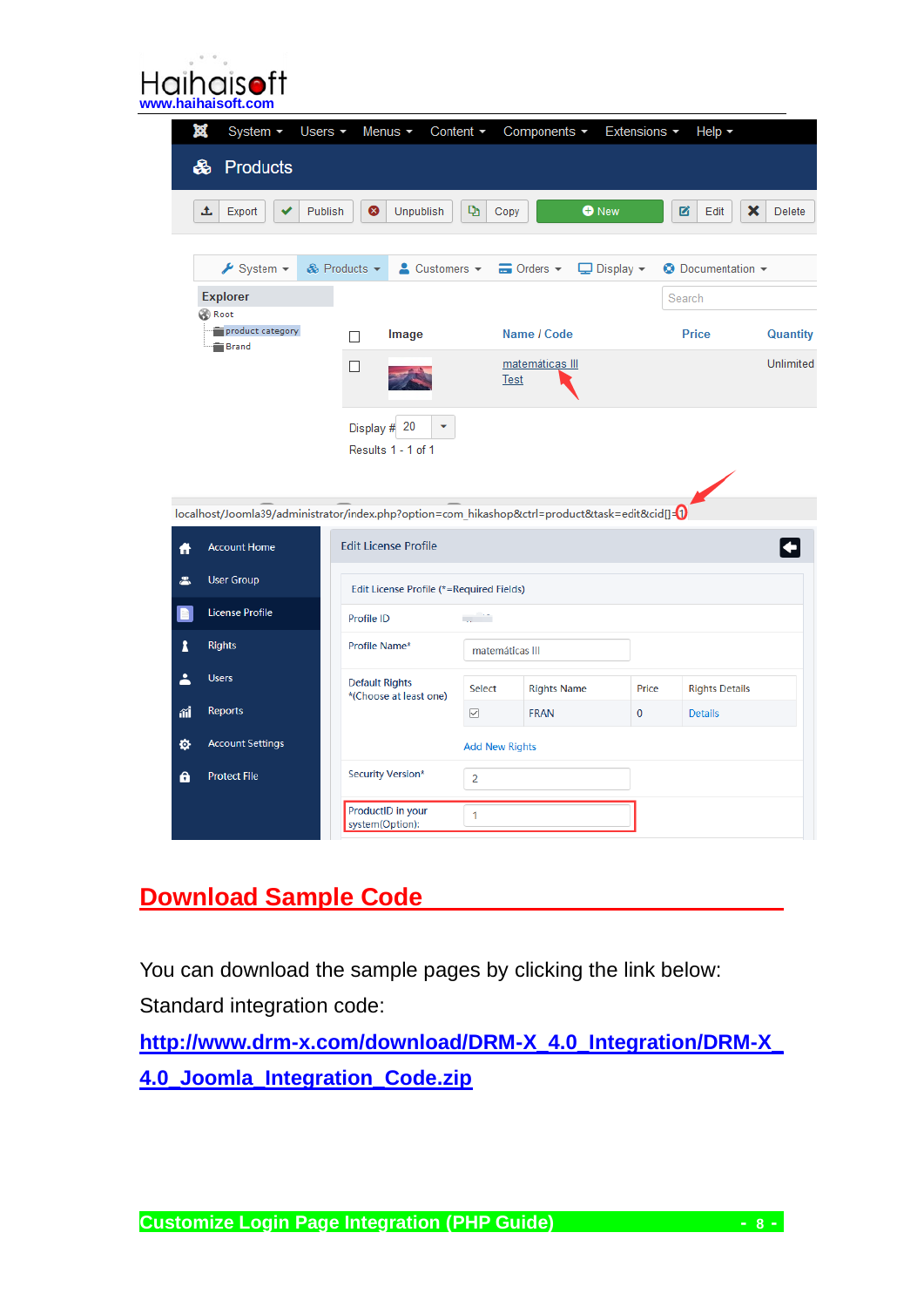## Download Sample Code

You can download the sample pages by clicking the link below:

Standard integration code:

[http://www.drm-x.com/download/DRM-X_4.0_Integration/DRM-X_4.0_Joomla_Integration_Code.zip](http://www.drm-x.com/download/DRM-X_4.0_Integration/DRM-X_4.0_Joomla_Integration_Code.zip)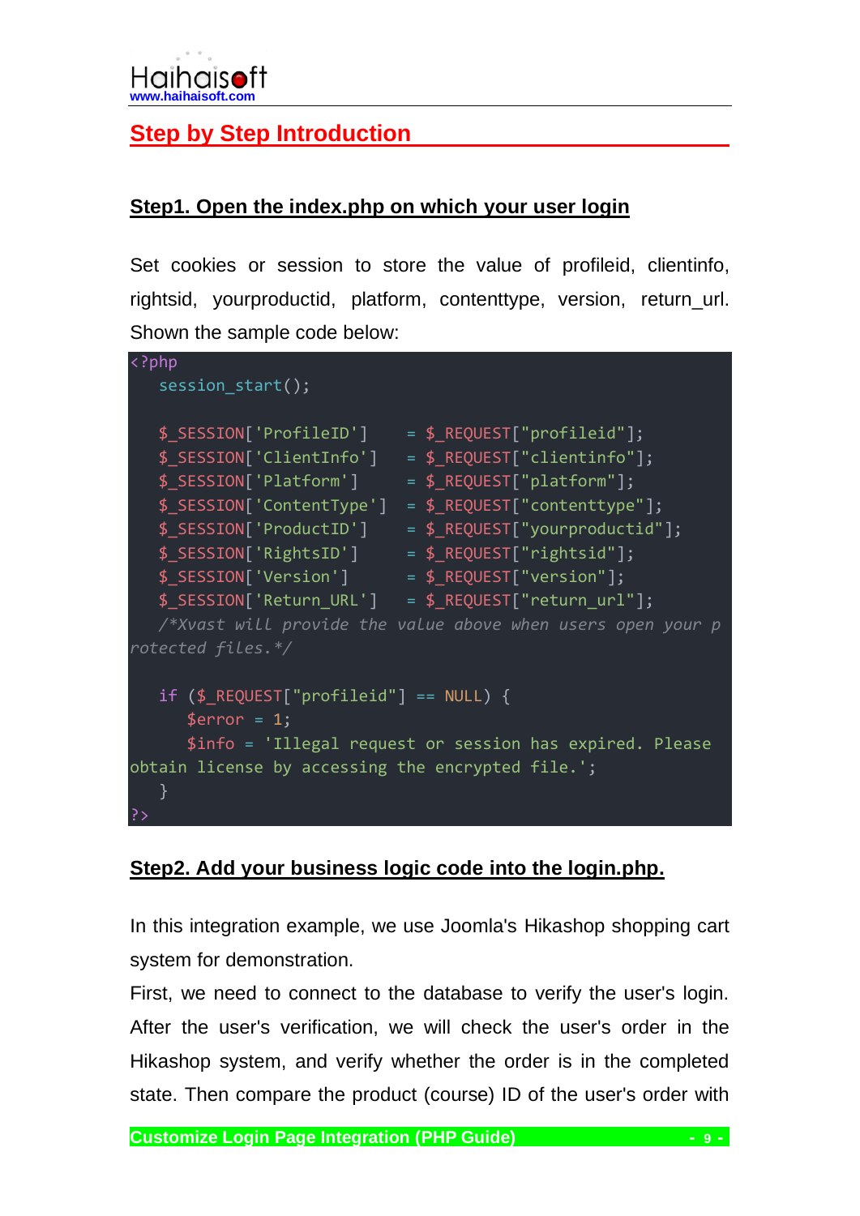## Step by Step Introduction

### Step1. Open the index.php on which your user login

Set cookies or session to store the value of profileid, clientinfo, rightsid, yourproductid, platform, contenttype, version, return_url. Shown the sample code below:

```
<?php
   session_start();

   $_SESSION['ProfileID']    = $_REQUEST["profileid"];
   $_SESSION['ClientInfo']   = $_REQUEST["clientinfo"];
   $_SESSION['Platform']     = $_REQUEST["platform"];
   $_SESSION['ContentType']  = $_REQUEST["contenttype"];
   $_SESSION['ProductID']    = $_REQUEST["yourproductid"];
   $_SESSION['RightsID']     = $_REQUEST["rightsid"];
   $_SESSION['Version']      = $_REQUEST["version"];
   $_SESSION['Return_URL']   = $_REQUEST["return_url"];
   /*Xvast will provide the value above when users open your p
rotected files.*/

   if ($_REQUEST["profileid"] == NULL) {
      $error = 1;
      $info = 'Illegal request or session has expired. Please
obtain license by accessing the encrypted file.';
   }
?>
```

### Step2. Add your business logic code into the login.php.

In this integration example, we use Joomla's Hikashop shopping cart system for demonstration.

First, we need to connect to the database to verify the user's login. After the user's verification, we will check the user's order in the Hikashop system, and verify whether the order is in the completed state. Then compare the product (course) ID of the user's order with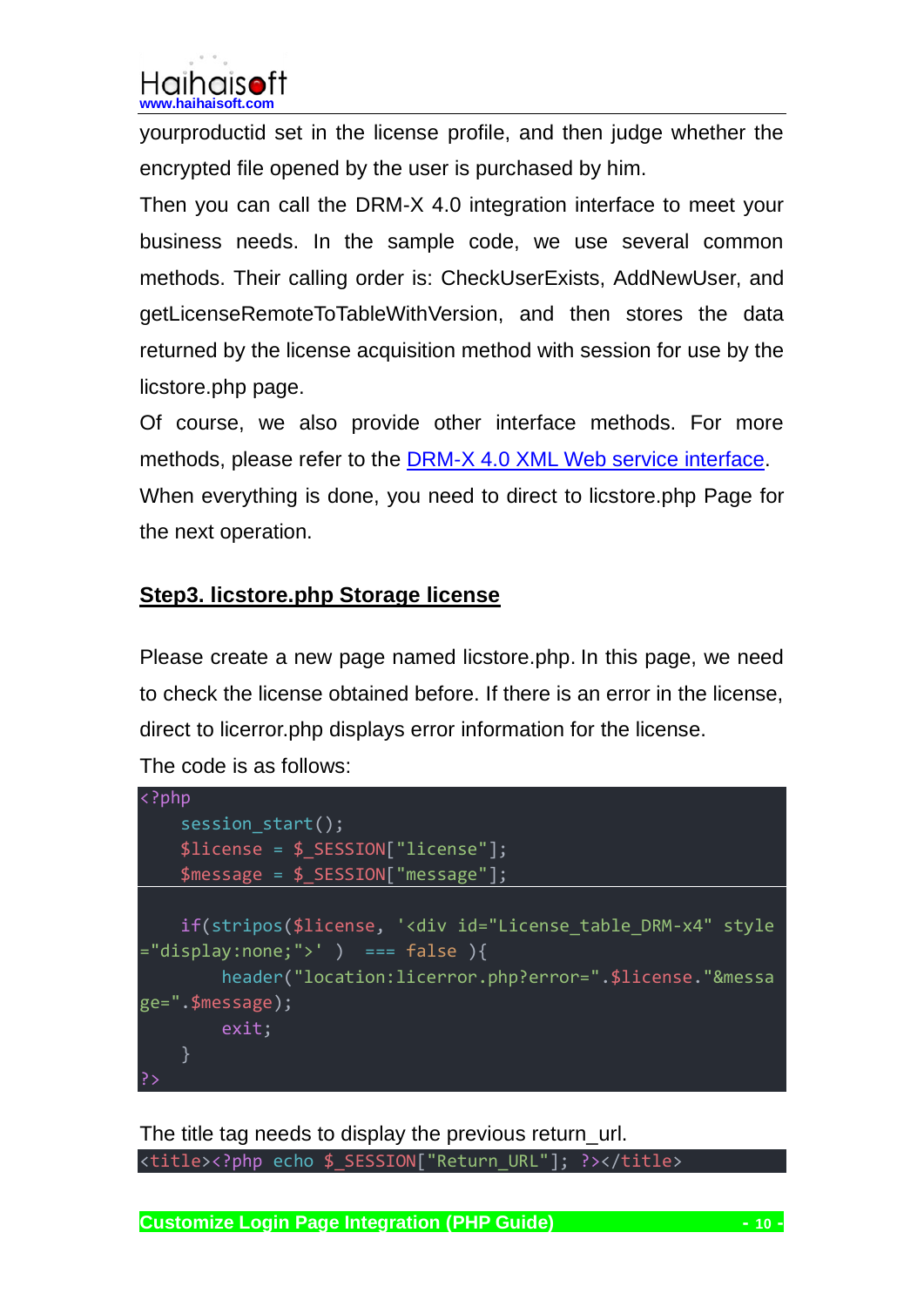yourproductid set in the license profile, and then judge whether the encrypted file opened by the user is purchased by him.

Then you can call the DRM-X 4.0 integration interface to meet your business needs. In the sample code, we use several common methods. Their calling order is: CheckUserExists, AddNewUser, and getLicenseRemoteToTableWithVersion, and then stores the data returned by the license acquisition method with session for use by the licstore.php page.

Of course, we also provide other interface methods. For more methods, please refer to the [DRM-X 4.0 XML Web service interface](#).

When everything is done, you need to direct to licstore.php Page for the next operation.

## Step3. licstore.php Storage license

Please create a new page named licstore.php. In this page, we need to check the license obtained before. If there is an error in the license, direct to licerror.php displays error information for the license.

The code is as follows:

```php
<?php
    session_start();
    $license = $_SESSION["license"];
    $message = $_SESSION["message"];

    if(stripos($license, '<div id="License_table_DRM-x4" style="display:none;">' ) === false ){
        header("location:licerror.php?error=".$license."&message=".$message);
        exit;
    }
?>
```

The title tag needs to display the previous return_url.

```php
<title><?php echo $_SESSION["Return_URL"]; ?></title>
```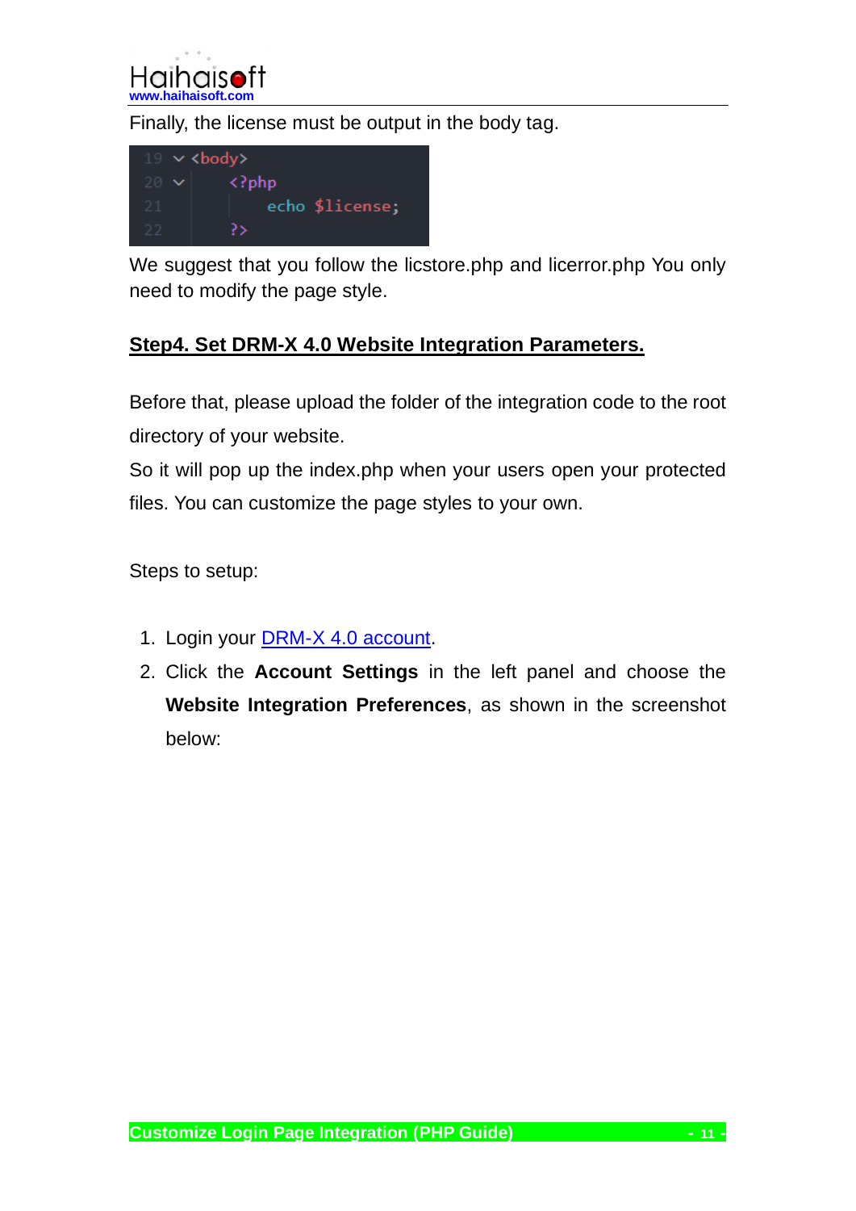Finally, the license must be output in the body tag.

```
<body>
    <?php
        echo $license;
    ?>
```

We suggest that you follow the licstore.php and licerror.php You only need to modify the page style.

## Step4. Set DRM-X 4.0 Website Integration Parameters.

Before that, please upload the folder of the integration code to the root directory of your website.

So it will pop up the index.php when your users open your protected files. You can customize the page styles to your own.

Steps to setup:

1. Login your DRM-X 4.0 account.
2. Click the **Account Settings** in the left panel and choose the **Website Integration Preferences**, as shown in the screenshot below: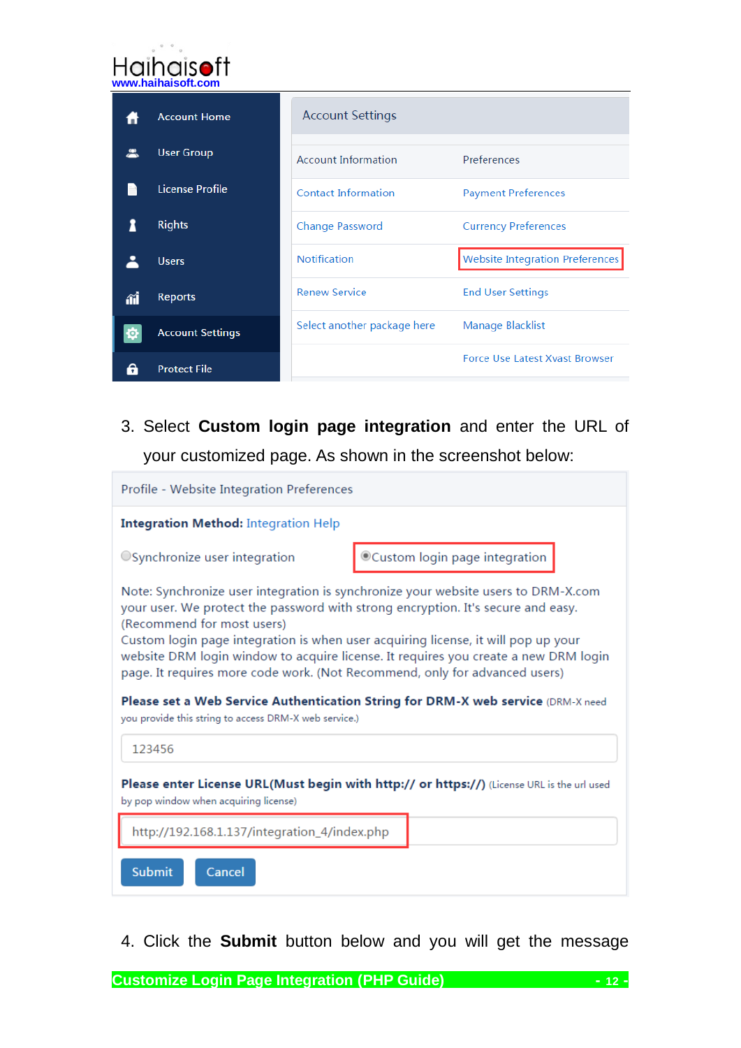| Account Home | Account Settings | |
| --- | --- | --- |
| User Group | Account Information | Preferences |
| License Profile | Contact Information | Payment Preferences |
| Rights | Change Password | Currency Preferences |
| Users | Notification | Website Integration Preferences |
| Reports | Renew Service | End User Settings |
| Account Settings | Select another package here | Manage Blacklist |
| Protect File | | Force Use Latest Xvast Browser |

3. Select **Custom login page integration** and enter the URL of your customized page. As shown in the screenshot below:

Profile - Website Integration Preferences

**Integration Method:** Integration Help

○ Synchronize user integration    ◉ Custom login page integration

Note: Synchronize user integration is synchronize your website users to DRM-X.com your user. We protect the password with strong encryption. It's secure and easy. (Recommend for most users)
Custom login page integration is when user acquiring license, it will pop up your website DRM login window to acquire license. It requires you create a new DRM login page. It requires more code work. (Not Recommend, only for advanced users)

**Please set a Web Service Authentication String for DRM-X web service** (DRM-X need you provide this string to access DRM-X web service.)

123456

**Please enter License URL(Must begin with http:// or https://)** (License URL is the url used by pop window when acquiring license)

http://192.168.1.137/integration_4/index.php

Submit    Cancel

4. Click the **Submit** button below and you will get the message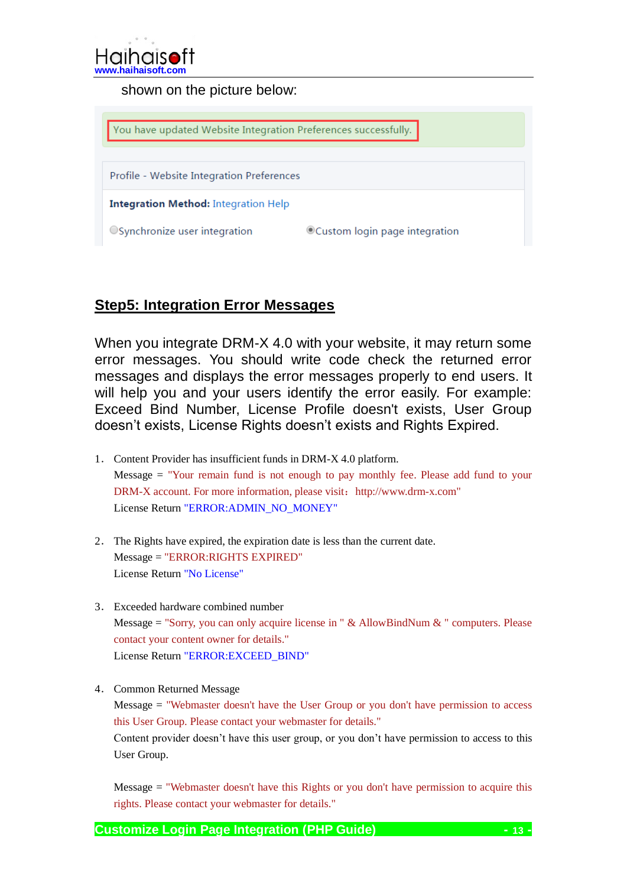shown on the picture below:

You have updated Website Integration Preferences successfully.

Profile - Website Integration Preferences

**Integration Method:** Integration Help

○Synchronize user integration ◉Custom login page integration

## Step5: Integration Error Messages

When you integrate DRM-X 4.0 with your website, it may return some error messages. You should write code check the returned error messages and displays the error messages properly to end users. It will help you and your users identify the error easily. For example: Exceed Bind Number, License Profile doesn't exists, User Group doesn't exists, License Rights doesn't exists and Rights Expired.

1. Content Provider has insufficient funds in DRM-X 4.0 platform.
   Message = "Your remain fund is not enough to pay monthly fee. Please add fund to your DRM-X account. For more information, please visit：http://www.drm-x.com"
   License Return "ERROR:ADMIN_NO_MONEY"

2. The Rights have expired, the expiration date is less than the current date.
   Message = "ERROR:RIGHTS EXPIRED"
   License Return "No License"

3. Exceeded hardware combined number
   Message = "Sorry, you can only acquire license in " & AllowBindNum & " computers. Please contact your content owner for details."
   License Return "ERROR:EXCEED_BIND"

4. Common Returned Message
   Message = "Webmaster doesn't have the User Group or you don't have permission to access this User Group. Please contact your webmaster for details."
   Content provider doesn't have this user group, or you don't have permission to access to this User Group.

   Message = "Webmaster doesn't have this Rights or you don't have permission to acquire this rights. Please contact your webmaster for details."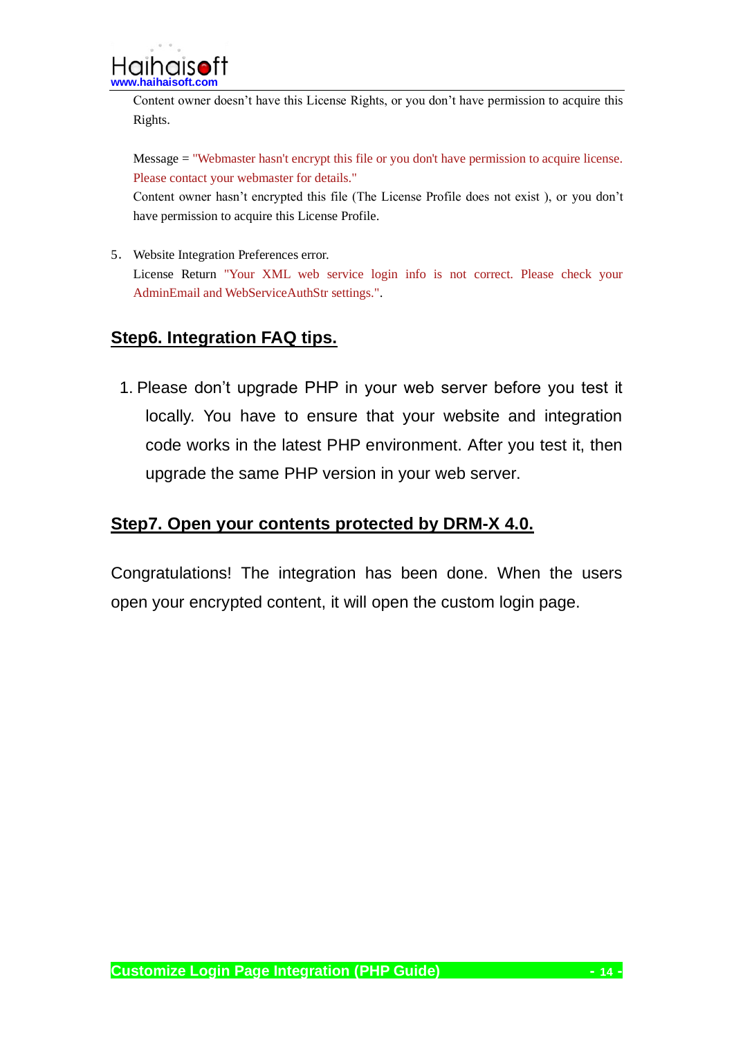Content owner doesn't have this License Rights, or you don't have permission to acquire this Rights.

Message = "Webmaster hasn't encrypt this file or you don't have permission to acquire license. Please contact your webmaster for details."

Content owner hasn't encrypted this file (The License Profile does not exist ), or you don't have permission to acquire this License Profile.

5. Website Integration Preferences error.

   License Return "Your XML web service login info is not correct. Please check your AdminEmail and WebServiceAuthStr settings.".

## Step6. Integration FAQ tips.

1. Please don't upgrade PHP in your web server before you test it locally. You have to ensure that your website and integration code works in the latest PHP environment. After you test it, then upgrade the same PHP version in your web server.

## Step7. Open your contents protected by DRM-X 4.0.

Congratulations! The integration has been done. When the users open your encrypted content, it will open the custom login page.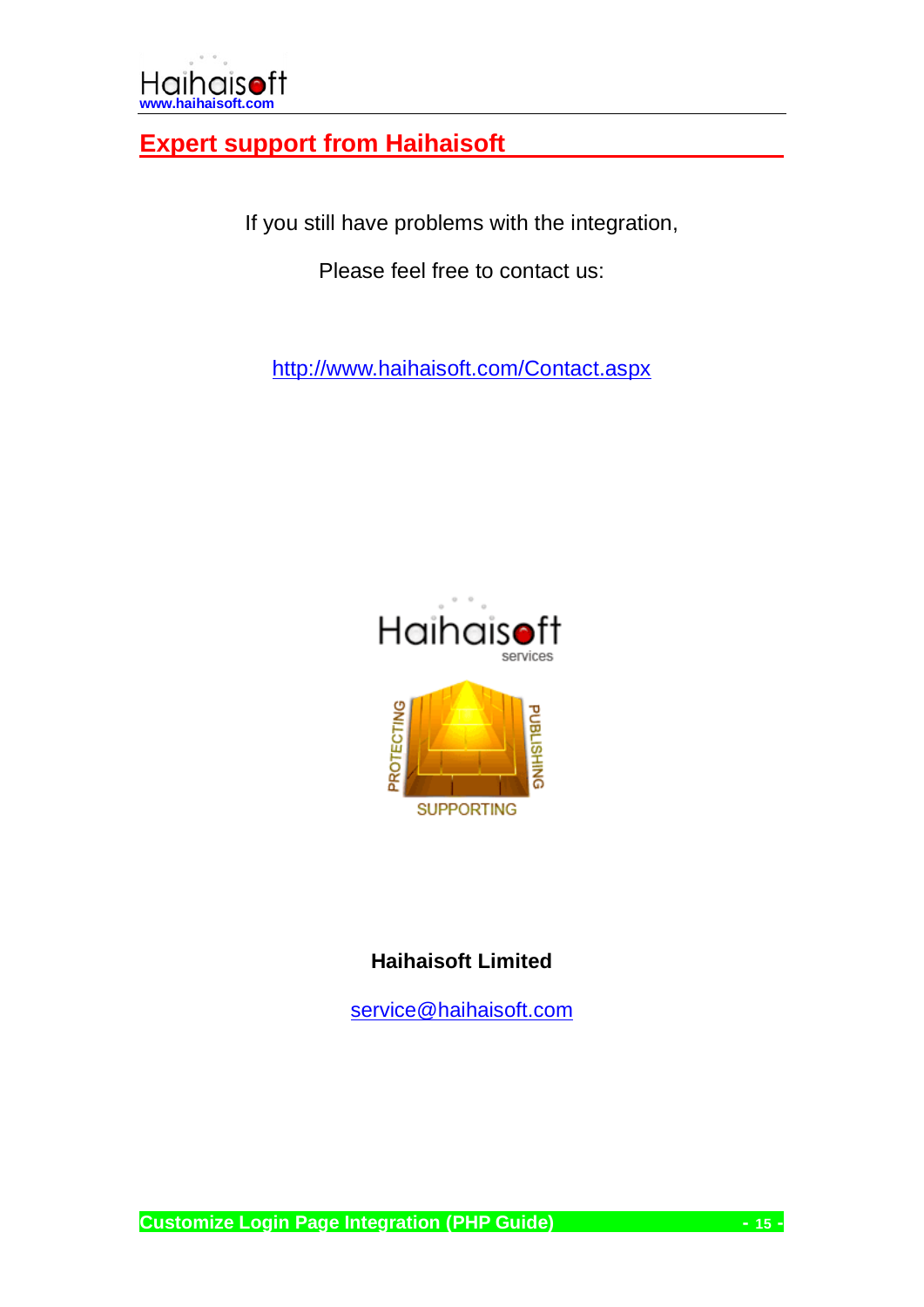## Expert support from Haihaisoft

If you still have problems with the integration,

Please feel free to contact us:

http://www.haihaisoft.com/Contact.aspx

**Haihaisoft Limited**

service@haihaisoft.com